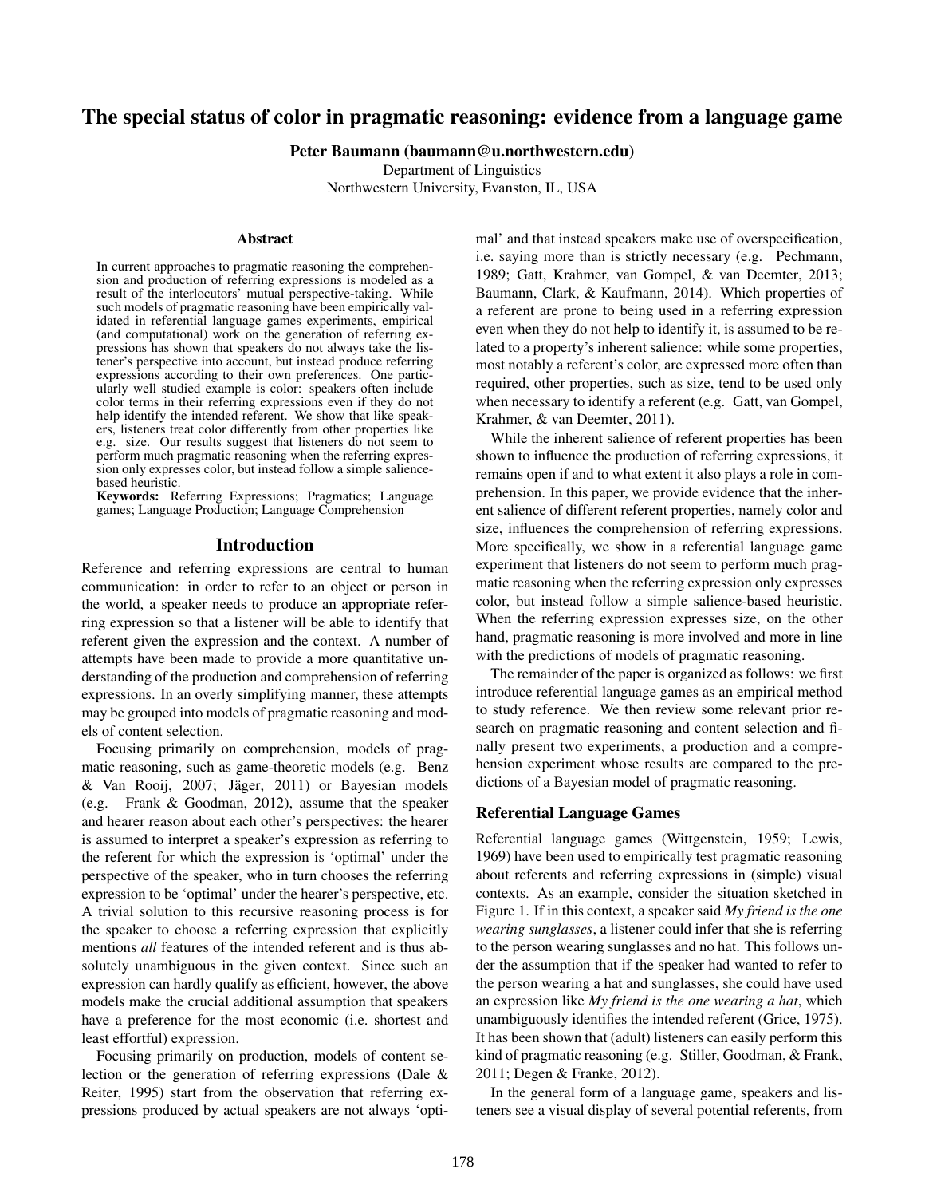# The special status of color in pragmatic reasoning: evidence from a language game

**Peter Baumann (baumann@u.northwestern.edu)**
Department of Linguistics
Northwestern University, Evanston, IL, USA

## Abstract

In current approaches to pragmatic reasoning the comprehension and production of referring expressions is modeled as a result of the interlocutors' mutual perspective-taking. While such models of pragmatic reasoning have been empirically validated in referential language games experiments, empirical (and computational) work on the generation of referring expressions has shown that speakers do not always take the listener's perspective into account, but instead produce referring expressions according to their own preferences. One particularly well studied example is color: speakers often include color terms in their referring expressions even if they do not help identify the intended referent. We show that like speakers, listeners treat color differently from other properties like e.g. size. Our results suggest that listeners do not seem to perform much pragmatic reasoning when the referring expression only expresses color, but instead follow a simple salience-based heuristic.

**Keywords:** Referring Expressions; Pragmatics; Language games; Language Production; Language Comprehension

## Introduction

Reference and referring expressions are central to human communication: in order to refer to an object or person in the world, a speaker needs to produce an appropriate referring expression so that a listener will be able to identify that referent given the expression and the context. A number of attempts have been made to provide a more quantitative understanding of the production and comprehension of referring expressions. In an overly simplifying manner, these attempts may be grouped into models of pragmatic reasoning and models of content selection.

Focusing primarily on comprehension, models of pragmatic reasoning, such as game-theoretic models (e.g. Benz & Van Rooij, 2007; Jäger, 2011) or Bayesian models (e.g. Frank & Goodman, 2012), assume that the speaker and hearer reason about each other's perspectives: the hearer is assumed to interpret a speaker's expression as referring to the referent for which the expression is 'optimal' under the perspective of the speaker, who in turn chooses the referring expression to be 'optimal' under the hearer's perspective, etc. A trivial solution to this recursive reasoning process is for the speaker to choose a referring expression that explicitly mentions *all* features of the intended referent and is thus absolutely unambiguous in the given context. Since such an expression can hardly qualify as efficient, however, the above models make the crucial additional assumption that speakers have a preference for the most economic (i.e. shortest and least effortful) expression.

Focusing primarily on production, models of content selection or the generation of referring expressions (Dale & Reiter, 1995) start from the observation that referring expressions produced by actual speakers are not always 'optimal' and that instead speakers make use of overspecification, i.e. saying more than is strictly necessary (e.g. Pechmann, 1989; Gatt, Krahmer, van Gompel, & van Deemter, 2013; Baumann, Clark, & Kaufmann, 2014). Which properties of a referent are prone to being used in a referring expression even when they do not help to identify it, is assumed to be related to a property's inherent salience: while some properties, most notably a referent's color, are expressed more often than required, other properties, such as size, tend to be used only when necessary to identify a referent (e.g. Gatt, van Gompel, Krahmer, & van Deemter, 2011).

While the inherent salience of referent properties has been shown to influence the production of referring expressions, it remains open if and to what extent it also plays a role in comprehension. In this paper, we provide evidence that the inherent salience of different referent properties, namely color and size, influences the comprehension of referring expressions. More specifically, we show in a referential language game experiment that listeners do not seem to perform much pragmatic reasoning when the referring expression only expresses color, but instead follow a simple salience-based heuristic. When the referring expression expresses size, on the other hand, pragmatic reasoning is more involved and more in line with the predictions of models of pragmatic reasoning.

The remainder of the paper is organized as follows: we first introduce referential language games as an empirical method to study reference. We then review some relevant prior research on pragmatic reasoning and content selection and finally present two experiments, a production and a comprehension experiment whose results are compared to the predictions of a Bayesian model of pragmatic reasoning.

### Referential Language Games

Referential language games (Wittgenstein, 1959; Lewis, 1969) have been used to empirically test pragmatic reasoning about referents and referring expressions in (simple) visual contexts. As an example, consider the situation sketched in Figure 1. If in this context, a speaker said *My friend is the one wearing sunglasses*, a listener could infer that she is referring to the person wearing sunglasses and no hat. This follows under the assumption that if the speaker had wanted to refer to the person wearing a hat and sunglasses, she could have used an expression like *My friend is the one wearing a hat*, which unambiguously identifies the intended referent (Grice, 1975). It has been shown that (adult) listeners can easily perform this kind of pragmatic reasoning (e.g. Stiller, Goodman, & Frank, 2011; Degen & Franke, 2012).

In the general form of a language game, speakers and listeners see a visual display of several potential referents, from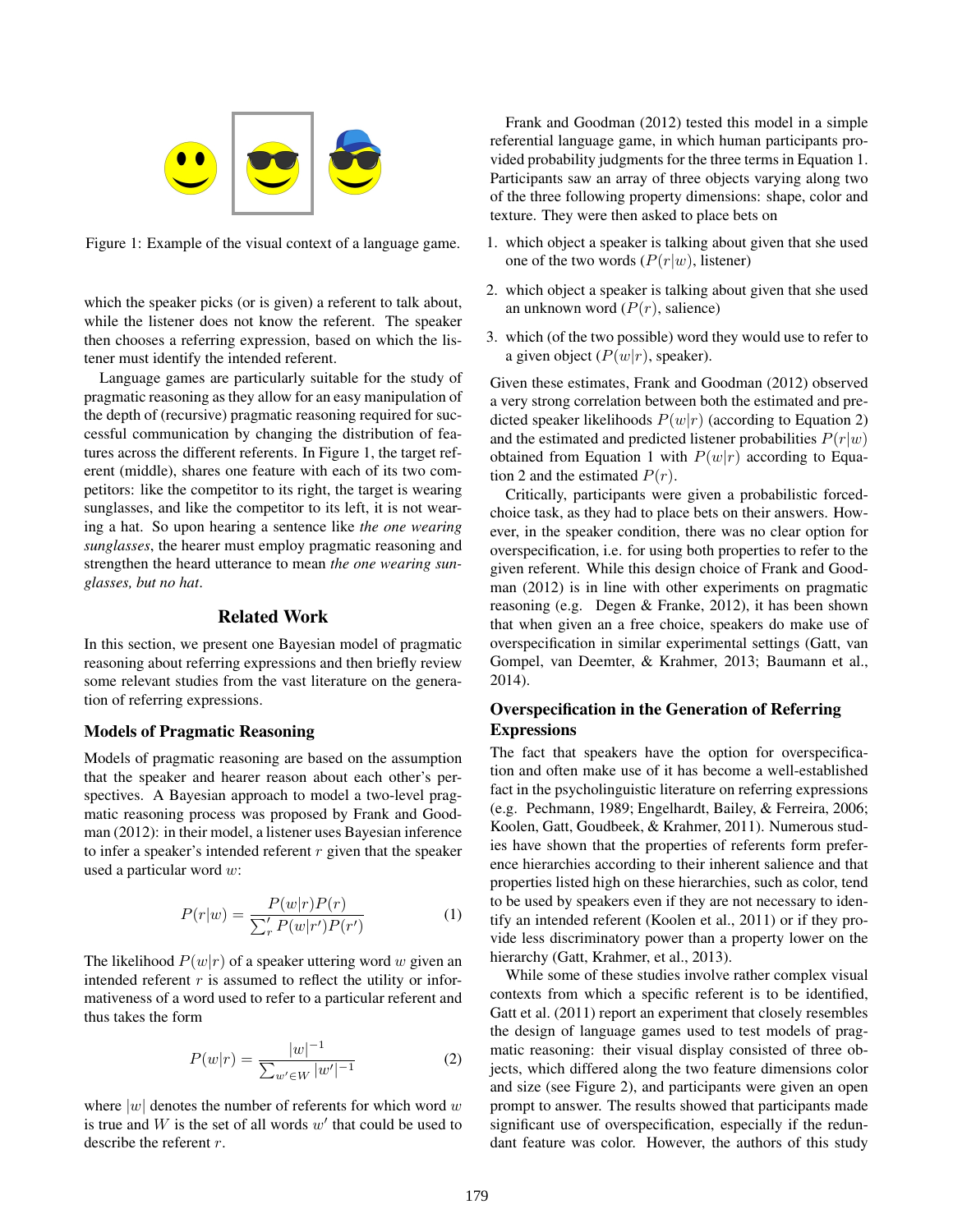Figure 1: Example of the visual context of a language game.

which the speaker picks (or is given) a referent to talk about, while the listener does not know the referent. The speaker then chooses a referring expression, based on which the listener must identify the intended referent.

Language games are particularly suitable for the study of pragmatic reasoning as they allow for an easy manipulation of the depth of (recursive) pragmatic reasoning required for successful communication by changing the distribution of features across the different referents. In Figure 1, the target referent (middle), shares one feature with each of its two competitors: like the competitor to its right, the target is wearing sunglasses, and like the competitor to its left, it is not wearing a hat. So upon hearing a sentence like *the one wearing sunglasses*, the hearer must employ pragmatic reasoning and strengthen the heard utterance to mean *the one wearing sunglasses, but no hat*.

## Related Work

In this section, we present one Bayesian model of pragmatic reasoning about referring expressions and then briefly review some relevant studies from the vast literature on the generation of referring expressions.

### Models of Pragmatic Reasoning

Models of pragmatic reasoning are based on the assumption that the speaker and hearer reason about each other's perspectives. A Bayesian approach to model a two-level pragmatic reasoning process was proposed by Frank and Goodman (2012): in their model, a listener uses Bayesian inference to infer a speaker's intended referent $r$ given that the speaker used a particular word $w$:

$$P(r|w) = \frac{P(w|r)P(r)}{\sum_{r}' P(w|r')P(r')} \tag{1}$$

The likelihood $P(w|r)$ of a speaker uttering word $w$ given an intended referent $r$ is assumed to reflect the utility or informativeness of a word used to refer to a particular referent and thus takes the form

$$P(w|r) = \frac{|w|^{-1}}{\sum_{w' \in W} |w'|^{-1}} \tag{2}$$

where $|w|$ denotes the number of referents for which word $w$ is true and $W$ is the set of all words $w'$ that could be used to describe the referent $r$.

Frank and Goodman (2012) tested this model in a simple referential language game, in which human participants provided probability judgments for the three terms in Equation 1. Participants saw an array of three objects varying along two of the three following property dimensions: shape, color and texture. They were then asked to place bets on

1. which object a speaker is talking about given that she used one of the two words ($P(r|w)$, listener)
2. which object a speaker is talking about given that she used an unknown word ($P(r)$, salience)
3. which (of the two possible) word they would use to refer to a given object ($P(w|r)$, speaker).

Given these estimates, Frank and Goodman (2012) observed a very strong correlation between both the estimated and predicted speaker likelihoods $P(w|r)$ (according to Equation 2) and the estimated and predicted listener probabilities $P(r|w)$ obtained from Equation 1 with $P(w|r)$ according to Equation 2 and the estimated $P(r)$.

Critically, participants were given a probabilistic forced-choice task, as they had to place bets on their answers. However, in the speaker condition, there was no clear option for overspecification, i.e. for using both properties to refer to the given referent. While this design choice of Frank and Goodman (2012) is in line with other experiments on pragmatic reasoning (e.g. Degen & Franke, 2012), it has been shown that when given an a free choice, speakers do make use of overspecification in similar experimental settings (Gatt, van Gompel, van Deemter, & Krahmer, 2013; Baumann et al., 2014).

### Overspecification in the Generation of Referring Expressions

The fact that speakers have the option for overspecification and often make use of it has become a well-established fact in the psycholinguistic literature on referring expressions (e.g. Pechmann, 1989; Engelhardt, Bailey, & Ferreira, 2006; Koolen, Gatt, Goudbeek, & Krahmer, 2011). Numerous studies have shown that the properties of referents form preference hierarchies according to their inherent salience and that properties listed high on these hierarchies, such as color, tend to be used by speakers even if they are not necessary to identify an intended referent (Koolen et al., 2011) or if they provide less discriminatory power than a property lower on the hierarchy (Gatt, Krahmer, et al., 2013).

While some of these studies involve rather complex visual contexts from which a specific referent is to be identified, Gatt et al. (2011) report an experiment that closely resembles the design of language games used to test models of pragmatic reasoning: their visual display consisted of three objects, which differed along the two feature dimensions color and size (see Figure 2), and participants were given an open prompt to answer. The results showed that participants made significant use of overspecification, especially if the redundant feature was color. However, the authors of this study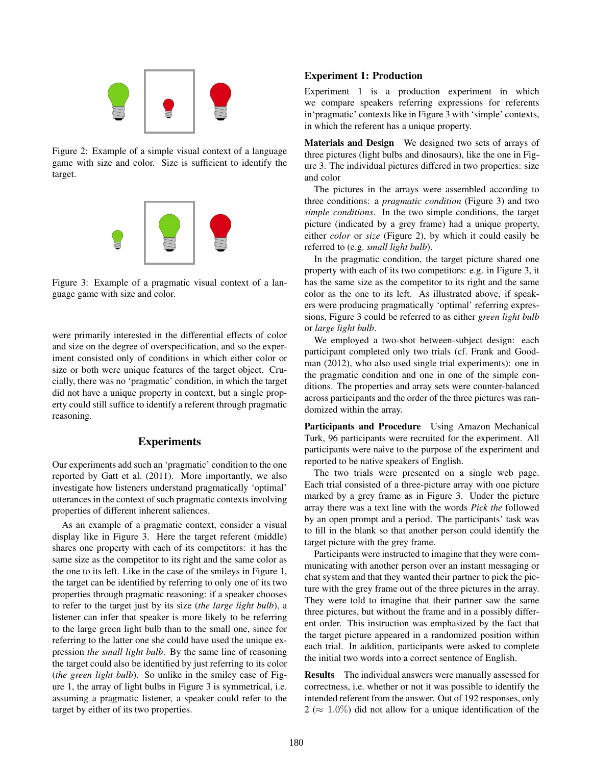Figure 2: Example of a simple visual context of a language game with size and color. Size is sufficient to identify the target.

Figure 3: Example of a pragmatic visual context of a language game with size and color.

were primarily interested in the differential effects of color and size on the degree of overspecification, and so the experiment consisted only of conditions in which either color or size or both were unique features of the target object. Crucially, there was no 'pragmatic' condition, in which the target did not have a unique property in context, but a single property could still suffice to identify a referent through pragmatic reasoning.

## Experiments

Our experiments add such an 'pragmatic' condition to the one reported by Gatt et al. (2011). More importantly, we also investigate how listeners understand pragmatically 'optimal' utterances in the context of such pragmatic contexts involving properties of different inherent saliences.

As an example of a pragmatic context, consider a visual display like in Figure 3. Here the target referent (middle) shares one property with each of its competitors: it has the same size as the competitor to its right and the same color as the one to its left. Like in the case of the smileys in Figure 1, the target can be identified by referring to only one of its two properties through pragmatic reasoning: if a speaker chooses to refer to the target just by its size (*the large light bulb*), a listener can infer that speaker is more likely to be referring to the large green light bulb than to the small one, since for referring to the latter one she could have used the unique expression *the small light bulb*. By the same line of reasoning the target could also be identified by just referring to its color (*the green light bulb*). So unlike in the smiley case of Figure 1, the array of light bulbs in Figure 3 is symmetrical, i.e. assuming a pragmatic listener, a speaker could refer to the target by either of its two properties.

### Experiment 1: Production

Experiment 1 is a production experiment in which we compare speakers referring expressions for referents in'pragmatic' contexts like in Figure 3 with 'simple' contexts, in which the referent has a unique property.

**Materials and Design** We designed two sets of arrays of three pictures (light bulbs and dinosaurs), like the one in Figure 3. The individual pictures differed in two properties: size and color

The pictures in the arrays were assembled according to three conditions: a *pragmatic condition* (Figure 3) and two *simple conditions*. In the two simple conditions, the target picture (indicated by a grey frame) had a unique property, either *color* or *size* (Figure 2), by which it could easily be referred to (e.g. *small light bulb*).

In the pragmatic condition, the target picture shared one property with each of its two competitors: e.g. in Figure 3, it has the same size as the competitor to its right and the same color as the one to its left. As illustrated above, if speakers were producing pragmatically 'optimal' referring expressions, Figure 3 could be referred to as either *green light bulb* or *large light bulb*.

We employed a two-shot between-subject design: each participant completed only two trials (cf. Frank and Goodman (2012), who also used single trial experiments): one in the pragmatic condition and one in one of the simple conditions. The properties and array sets were counter-balanced across participants and the order of the three pictures was randomized within the array.

**Participants and Procedure** Using Amazon Mechanical Turk, 96 participants were recruited for the experiment. All participants were naive to the purpose of the experiment and reported to be native speakers of English.

The two trials were presented on a single web page. Each trial consisted of a three-picture array with one picture marked by a grey frame as in Figure 3. Under the picture array there was a text line with the words *Pick the* followed by an open prompt and a period. The participants' task was to fill in the blank so that another person could identify the target picture with the grey frame.

Participants were instructed to imagine that they were communicating with another person over an instant messaging or chat system and that they wanted their partner to pick the picture with the grey frame out of the three pictures in the array. They were told to imagine that their partner saw the same three pictures, but without the frame and in a possibly different order. This instruction was emphasized by the fact that the target picture appeared in a randomized position within each trial. In addition, participants were asked to complete the initial two words into a correct sentence of English.

**Results** The individual answers were manually assessed for correctness, i.e. whether or not it was possible to identify the intended referent from the answer. Out of 192 responses, only 2 ($\approx$ 1.0%) did not allow for a unique identification of the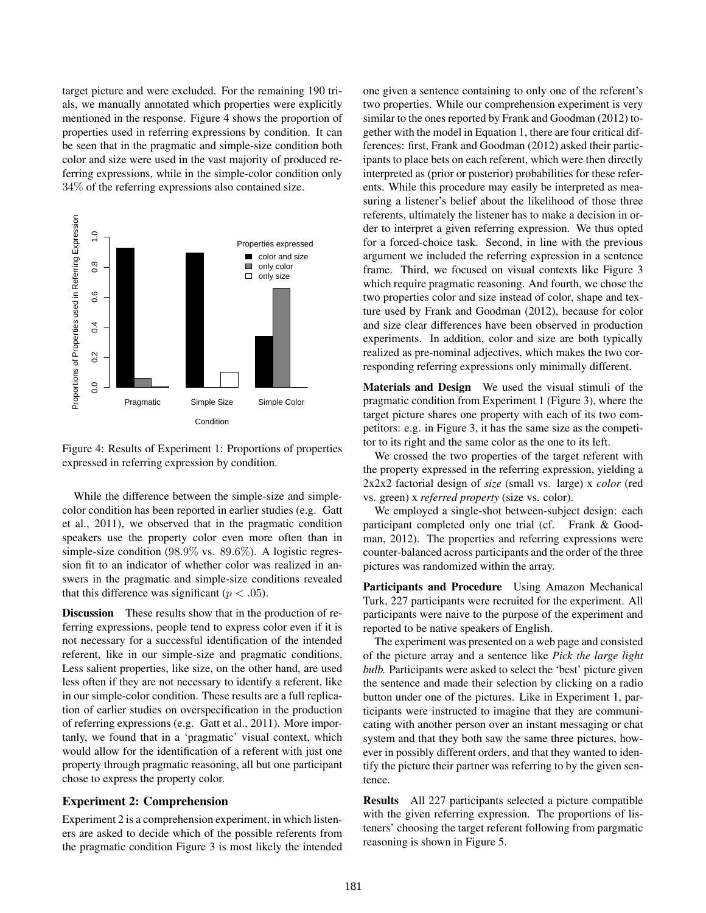target picture and were excluded. For the remaining 190 trials, we manually annotated which properties were explicitly mentioned in the response. Figure 4 shows the proportion of properties used in referring expressions by condition. It can be seen that in the pragmatic and simple-size condition both color and size were used in the vast majority of produced referring expressions, while in the simple-color condition only 34% of the referring expressions also contained size.

Figure 4: Results of Experiment 1: Proportions of properties expressed in referring expression by condition.

While the difference between the simple-size and simple-color condition has been reported in earlier studies (e.g. Gatt et al., 2011), we observed that in the pragmatic condition speakers use the property color even more often than in simple-size condition (98.9% vs. 89.6%). A logistic regression fit to an indicator of whether color was realized in answers in the pragmatic and simple-size conditions revealed that this difference was significant ($p < .05$).

**Discussion** These results show that in the production of referring expressions, people tend to express color even if it is not necessary for a successful identification of the intended referent, like in our simple-size and pragmatic conditions. Less salient properties, like size, on the other hand, are used less often if they are not necessary to identify a referent, like in our simple-color condition. These results are a full replication of earlier studies on overspecification in the production of referring expressions (e.g. Gatt et al., 2011). More importantly, we found that in a 'pragmatic' visual context, which would allow for the identification of a referent with just one property through pragmatic reasoning, all but one participant chose to express the property color.

## Experiment 2: Comprehension

Experiment 2 is a comprehension experiment, in which listeners are asked to decide which of the possible referents from the pragmatic condition Figure 3 is most likely the intended one given a sentence containing to only one of the referent's two properties. While our comprehension experiment is very similar to the ones reported by Frank and Goodman (2012) together with the model in Equation 1, there are four critical differences: first, Frank and Goodman (2012) asked their participants to place bets on each referent, which were then directly interpreted as (prior or posterior) probabilities for these referents. While this procedure may easily be interpreted as measuring a listener's belief about the likelihood of those three referents, ultimately the listener has to make a decision in order to interpret a given referring expression. We thus opted for a forced-choice task. Second, in line with the previous argument we included the referring expression in a sentence frame. Third, we focused on visual contexts like Figure 3 which require pragmatic reasoning. And fourth, we chose the two properties color and size instead of color, shape and texture used by Frank and Goodman (2012), because for color and size clear differences have been observed in production experiments. In addition, color and size are both typically realized as pre-nominal adjectives, which makes the two corresponding referring expressions only minimally different.

**Materials and Design** We used the visual stimuli of the pragmatic condition from Experiment 1 (Figure 3), where the target picture shares one property with each of its two competitors: e.g. in Figure 3, it has the same size as the competitor to its right and the same color as the one to its left.

We crossed the two properties of the target referent with the property expressed in the referring expression, yielding a 2x2x2 factorial design of *size* (small vs. large) x *color* (red vs. green) x *referred property* (size vs. color).

We employed a single-shot between-subject design: each participant completed only one trial (cf. Frank & Goodman, 2012). The properties and referring expressions were counter-balanced across participants and the order of the three pictures was randomized within the array.

**Participants and Procedure** Using Amazon Mechanical Turk, 227 participants were recruited for the experiment. All participants were naive to the purpose of the experiment and reported to be native speakers of English.

The experiment was presented on a web page and consisted of the picture array and a sentence like *Pick the large light bulb.* Participants were asked to select the 'best' picture given the sentence and made their selection by clicking on a radio button under one of the pictures. Like in Experiment 1, participants were instructed to imagine that they are communicating with another person over an instant messaging or chat system and that they both saw the same three pictures, however in possibly different orders, and that they wanted to identify the picture their partner was referring to by the given sentence.

**Results** All 227 participants selected a picture compatible with the given referring expression. The proportions of listeners' choosing the target referent following from pargmatic reasoning is shown in Figure 5.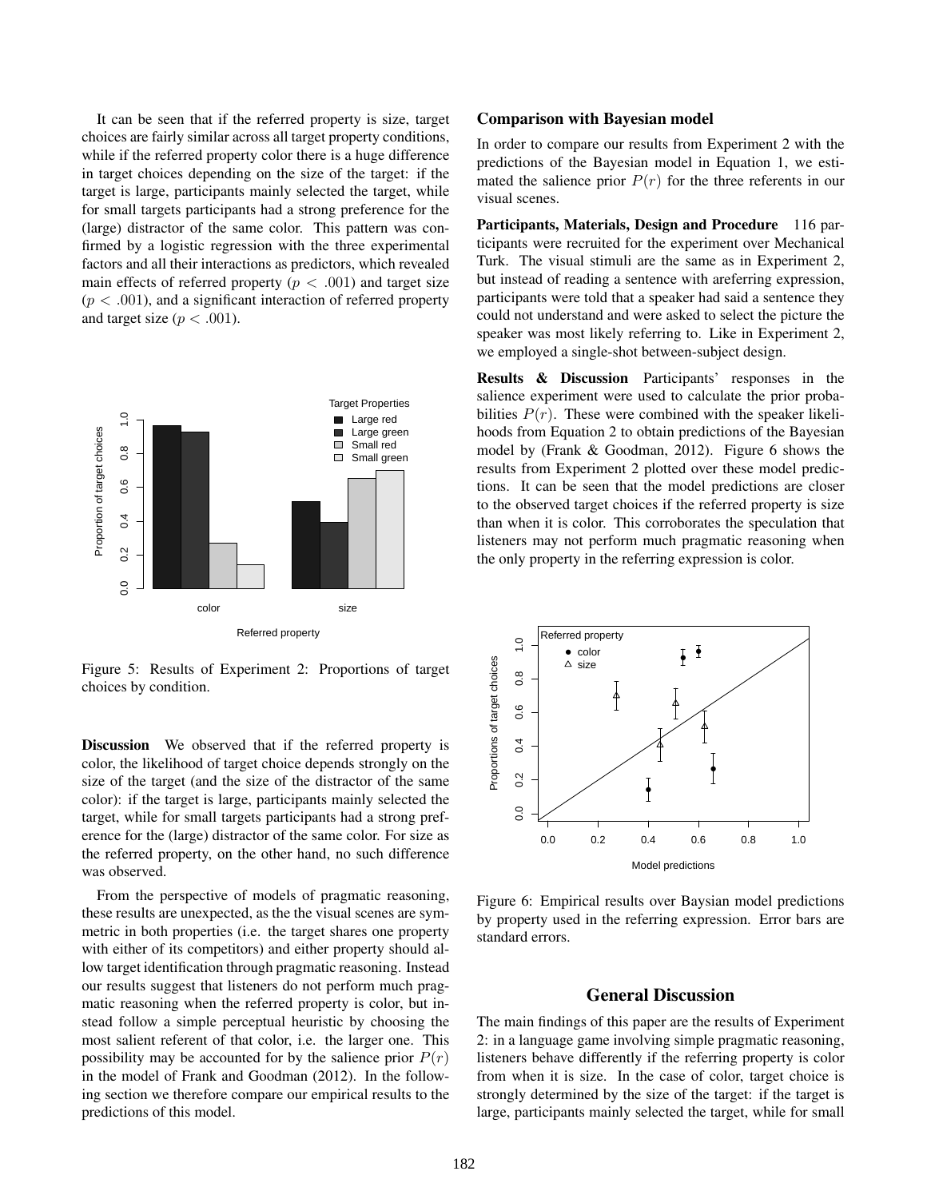It can be seen that if the referred property is size, target choices are fairly similar across all target property conditions, while if the referred property color there is a huge difference in target choices depending on the size of the target: if the target is large, participants mainly selected the target, while for small targets participants had a strong preference for the (large) distractor of the same color. This pattern was confirmed by a logistic regression with the three experimental factors and all their interactions as predictors, which revealed main effects of referred property ($p < .001$) and target size ($p < .001$), and a significant interaction of referred property and target size ($p < .001$).

Figure 5: Results of Experiment 2: Proportions of target choices by condition.

**Discussion** We observed that if the referred property is color, the likelihood of target choice depends strongly on the size of the target (and the size of the distractor of the same color): if the target is large, participants mainly selected the target, while for small targets participants had a strong preference for the (large) distractor of the same color. For size as the referred property, on the other hand, no such difference was observed.

From the perspective of models of pragmatic reasoning, these results are unexpected, as the the visual scenes are symmetric in both properties (i.e. the target shares one property with either of its competitors) and either property should allow target identification through pragmatic reasoning. Instead our results suggest that listeners do not perform much pragmatic reasoning when the referred property is color, but instead follow a simple perceptual heuristic by choosing the most salient referent of that color, i.e. the larger one. This possibility may be accounted for by the salience prior $P(r)$ in the model of Frank and Goodman (2012). In the following section we therefore compare our empirical results to the predictions of this model.

### Comparison with Bayesian model

In order to compare our results from Experiment 2 with the predictions of the Bayesian model in Equation 1, we estimated the salience prior $P(r)$ for the three referents in our visual scenes.

**Participants, Materials, Design and Procedure** 116 participants were recruited for the experiment over Mechanical Turk. The visual stimuli are the same as in Experiment 2, but instead of reading a sentence with areferring expression, participants were told that a speaker had said a sentence they could not understand and were asked to select the picture the speaker was most likely referring to. Like in Experiment 2, we employed a single-shot between-subject design.

**Results & Discussion** Participants' responses in the salience experiment were used to calculate the prior probabilities $P(r)$. These were combined with the speaker likelihoods from Equation 2 to obtain predictions of the Bayesian model by (Frank & Goodman, 2012). Figure 6 shows the results from Experiment 2 plotted over these model predictions. It can be seen that the model predictions are closer to the observed target choices if the referred property is size than when it is color. This corroborates the speculation that listeners may not perform much pragmatic reasoning when the only property in the referring expression is color.

Figure 6: Empirical results over Baysian model predictions by property used in the referring expression. Error bars are standard errors.

## General Discussion

The main findings of this paper are the results of Experiment 2: in a language game involving simple pragmatic reasoning, listeners behave differently if the referring property is color from when it is size. In the case of color, target choice is strongly determined by the size of the target: if the target is large, participants mainly selected the target, while for small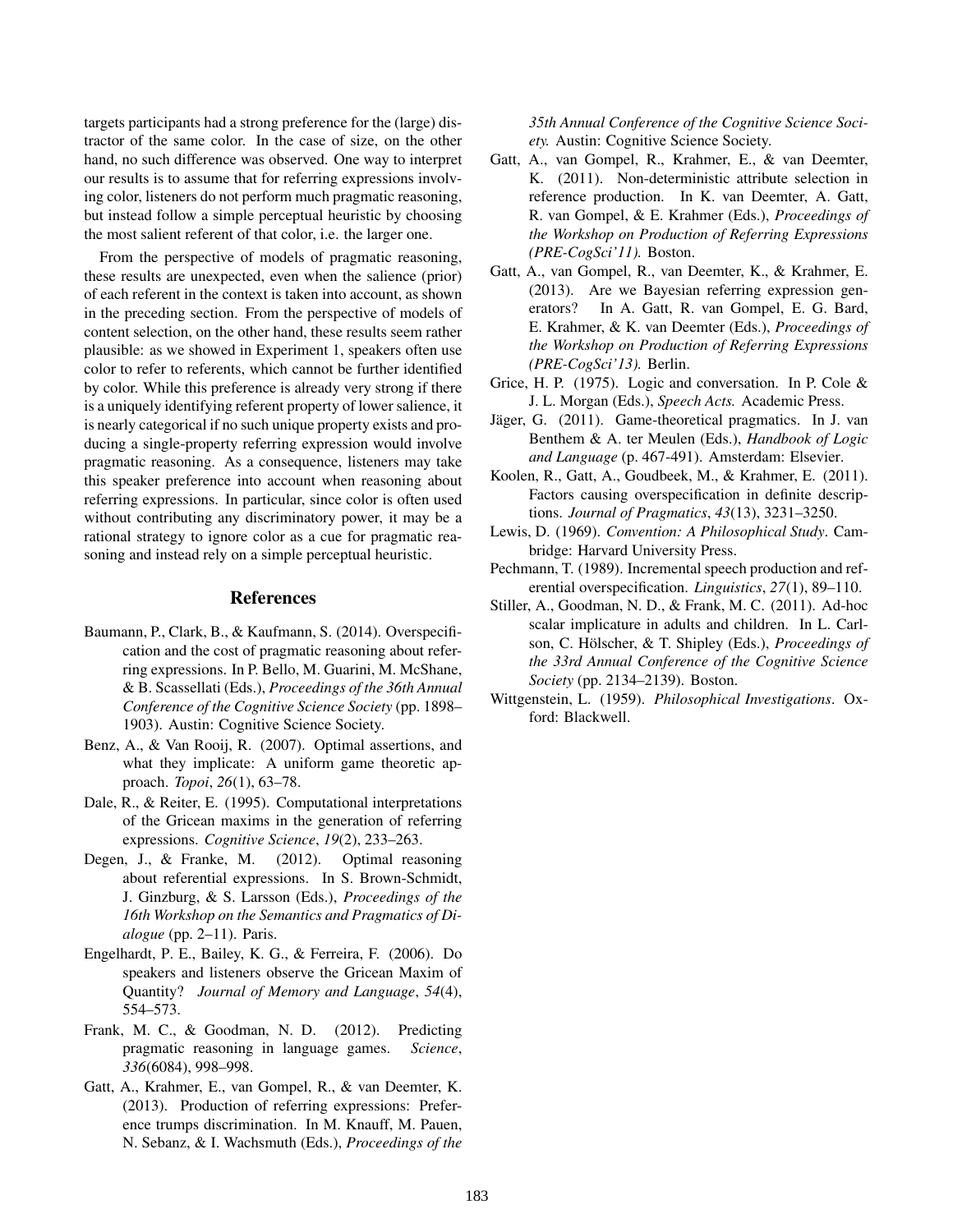targets participants had a strong preference for the (large) distractor of the same color. In the case of size, on the other hand, no such difference was observed. One way to interpret our results is to assume that for referring expressions involving color, listeners do not perform much pragmatic reasoning, but instead follow a simple perceptual heuristic by choosing the most salient referent of that color, i.e. the larger one.

From the perspective of models of pragmatic reasoning, these results are unexpected, even when the salience (prior) of each referent in the context is taken into account, as shown in the preceding section. From the perspective of models of content selection, on the other hand, these results seem rather plausible: as we showed in Experiment 1, speakers often use color to refer to referents, which cannot be further identified by color. While this preference is already very strong if there is a uniquely identifying referent property of lower salience, it is nearly categorical if no such unique property exists and producing a single-property referring expression would involve pragmatic reasoning. As a consequence, listeners may take this speaker preference into account when reasoning about referring expressions. In particular, since color is often used without contributing any discriminatory power, it may be a rational strategy to ignore color as a cue for pragmatic reasoning and instead rely on a simple perceptual heuristic.

## References

Baumann, P., Clark, B., & Kaufmann, S. (2014). Overspecification and the cost of pragmatic reasoning about referring expressions. In P. Bello, M. Guarini, M. McShane, & B. Scassellati (Eds.), *Proceedings of the 36th Annual Conference of the Cognitive Science Society* (pp. 1898–1903). Austin: Cognitive Science Society.

Benz, A., & Van Rooij, R. (2007). Optimal assertions, and what they implicate: A uniform game theoretic approach. *Topoi*, *26*(1), 63–78.

Dale, R., & Reiter, E. (1995). Computational interpretations of the Gricean maxims in the generation of referring expressions. *Cognitive Science*, *19*(2), 233–263.

Degen, J., & Franke, M. (2012). Optimal reasoning about referential expressions. In S. Brown-Schmidt, J. Ginzburg, & S. Larsson (Eds.), *Proceedings of the 16th Workshop on the Semantics and Pragmatics of Dialogue* (pp. 2–11). Paris.

Engelhardt, P. E., Bailey, K. G., & Ferreira, F. (2006). Do speakers and listeners observe the Gricean Maxim of Quantity? *Journal of Memory and Language*, *54*(4), 554–573.

Frank, M. C., & Goodman, N. D. (2012). Predicting pragmatic reasoning in language games. *Science*, *336*(6084), 998–998.

Gatt, A., Krahmer, E., van Gompel, R., & van Deemter, K. (2013). Production of referring expressions: Preference trumps discrimination. In M. Knauff, M. Pauen, N. Sebanz, & I. Wachsmuth (Eds.), *Proceedings of the 35th Annual Conference of the Cognitive Science Society.* Austin: Cognitive Science Society.

Gatt, A., van Gompel, R., Krahmer, E., & van Deemter, K. (2011). Non-deterministic attribute selection in reference production. In K. van Deemter, A. Gatt, R. van Gompel, & E. Krahmer (Eds.), *Proceedings of the Workshop on Production of Referring Expressions (PRE-CogSci'11).* Boston.

Gatt, A., van Gompel, R., van Deemter, K., & Krahmer, E. (2013). Are we Bayesian referring expression generators? In A. Gatt, R. van Gompel, E. G. Bard, E. Krahmer, & K. van Deemter (Eds.), *Proceedings of the Workshop on Production of Referring Expressions (PRE-CogSci'13).* Berlin.

Grice, H. P. (1975). Logic and conversation. In P. Cole & J. L. Morgan (Eds.), *Speech Acts.* Academic Press.

Jäger, G. (2011). Game-theoretical pragmatics. In J. van Benthem & A. ter Meulen (Eds.), *Handbook of Logic and Language* (p. 467-491). Amsterdam: Elsevier.

Koolen, R., Gatt, A., Goudbeek, M., & Krahmer, E. (2011). Factors causing overspecification in definite descriptions. *Journal of Pragmatics*, *43*(13), 3231–3250.

Lewis, D. (1969). *Convention: A Philosophical Study*. Cambridge: Harvard University Press.

Pechmann, T. (1989). Incremental speech production and referential overspecification. *Linguistics*, *27*(1), 89–110.

Stiller, A., Goodman, N. D., & Frank, M. C. (2011). Ad-hoc scalar implicature in adults and children. In L. Carlson, C. Hölscher, & T. Shipley (Eds.), *Proceedings of the 33rd Annual Conference of the Cognitive Science Society* (pp. 2134–2139). Boston.

Wittgenstein, L. (1959). *Philosophical Investigations*. Oxford: Blackwell.